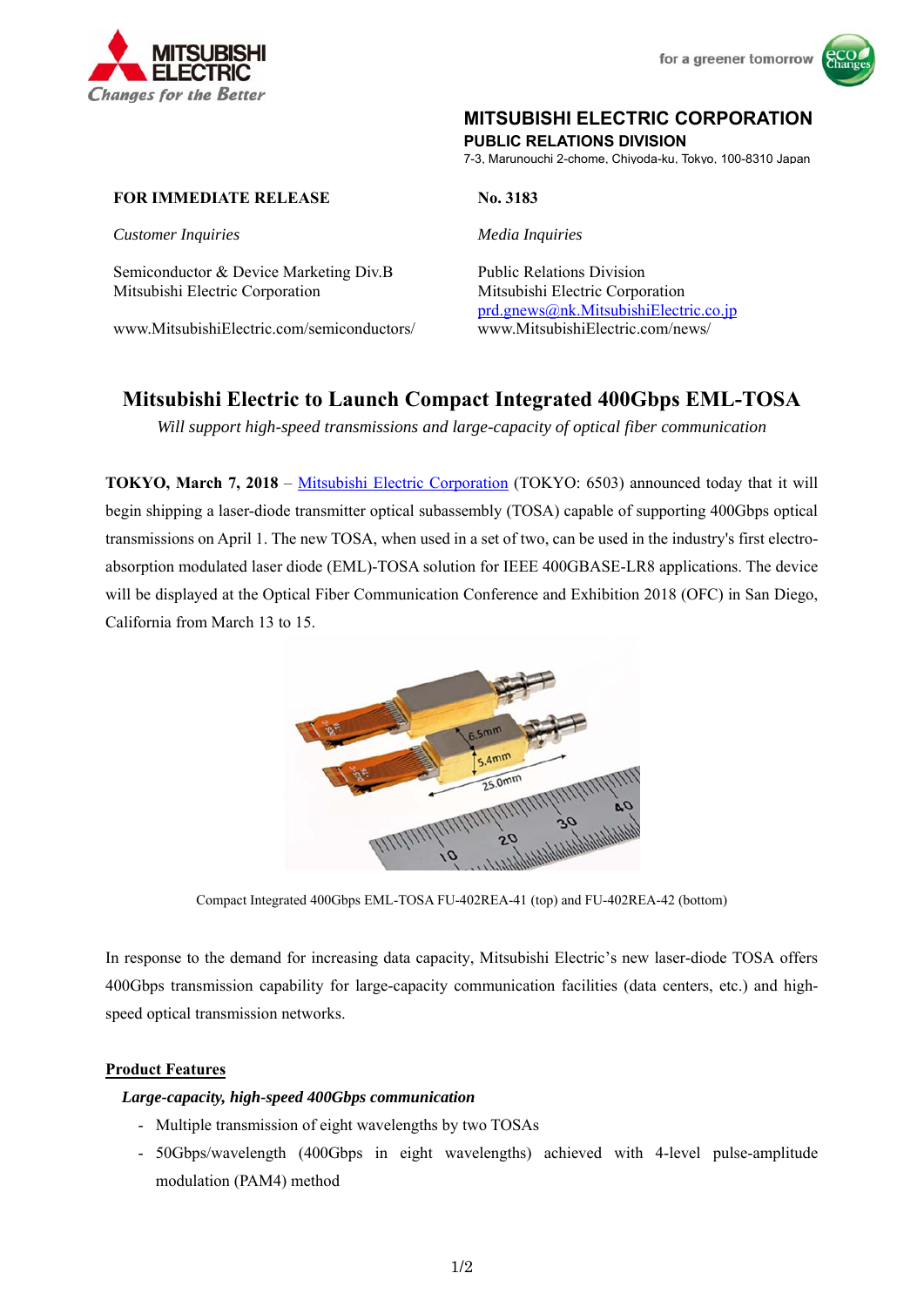**MITSUBISHI ELECTRIC CORPORATION**
**PUBLIC RELATIONS DIVISION**
7-3, Marunouchi 2-chome, Chiyoda-ku, Tokyo, 100-8310 Japan

**FOR IMMEDIATE RELEASE**

**No. 3183**

*Customer Inquiries*

Semiconductor & Device Marketing Div.B
Mitsubishi Electric Corporation

www.MitsubishiElectric.com/semiconductors/

*Media Inquiries*

Public Relations Division
Mitsubishi Electric Corporation
prd.gnews@nk.MitsubishiElectric.co.jp
www.MitsubishiElectric.com/news/

# Mitsubishi Electric to Launch Compact Integrated 400Gbps EML-TOSA

*Will support high-speed transmissions and large-capacity of optical fiber communication*

**TOKYO, March 7, 2018** – Mitsubishi Electric Corporation (TOKYO: 6503) announced today that it will begin shipping a laser-diode transmitter optical subassembly (TOSA) capable of supporting 400Gbps optical transmissions on April 1. The new TOSA, when used in a set of two, can be used in the industry's first electro-absorption modulated laser diode (EML)-TOSA solution for IEEE 400GBASE-LR8 applications. The device will be displayed at the Optical Fiber Communication Conference and Exhibition 2018 (OFC) in San Diego, California from March 13 to 15.

Compact Integrated 400Gbps EML-TOSA FU-402REA-41 (top) and FU-402REA-42 (bottom)

In response to the demand for increasing data capacity, Mitsubishi Electric's new laser-diode TOSA offers 400Gbps transmission capability for large-capacity communication facilities (data centers, etc.) and high-speed optical transmission networks.

**Product Features**

***Large-capacity, high-speed 400Gbps communication***

- Multiple transmission of eight wavelengths by two TOSAs
- 50Gbps/wavelength (400Gbps in eight wavelengths) achieved with 4-level pulse-amplitude modulation (PAM4) method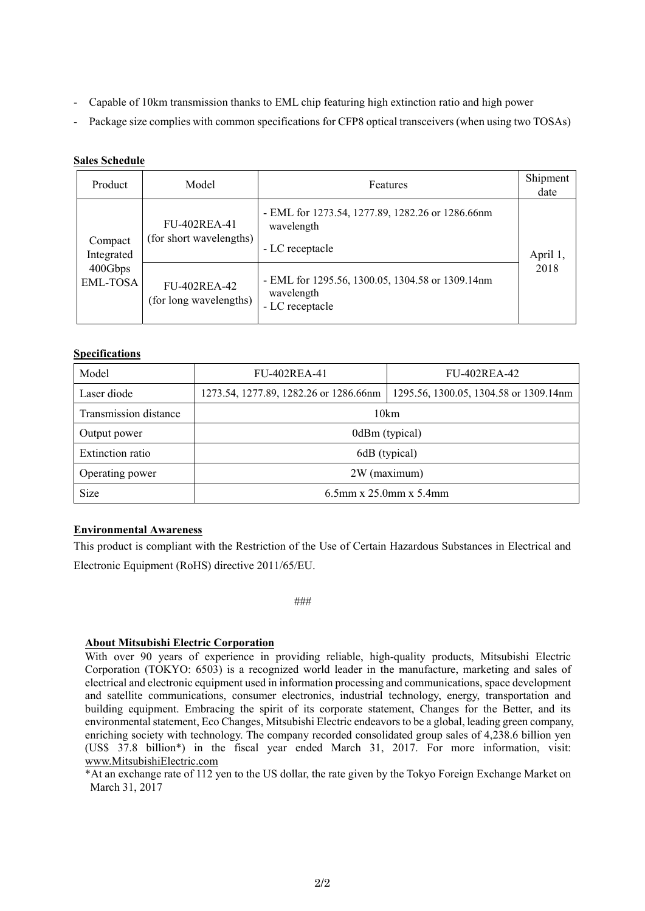- Capable of 10km transmission thanks to EML chip featuring high extinction ratio and high power
- Package size complies with common specifications for CFP8 optical transceivers (when using two TOSAs)

**Sales Schedule**

| Product | Model | Features | Shipment date |
|---|---|---|---|
| Compact Integrated 400Gbps EML-TOSA | FU-402REA-41 (for short wavelengths) | - EML for 1273.54, 1277.89, 1282.26 or 1286.66nm wavelength<br>- LC receptacle | April 1, 2018 |
| | FU-402REA-42 (for long wavelengths) | - EML for 1295.56, 1300.05, 1304.58 or 1309.14nm wavelength<br>- LC receptacle | |

**Specifications**

| Model | FU-402REA-41 | FU-402REA-42 |
|---|---|---|
| Laser diode | 1273.54, 1277.89, 1282.26 or 1286.66nm | 1295.56, 1300.05, 1304.58 or 1309.14nm |
| Transmission distance | 10km | |
| Output power | 0dBm (typical) | |
| Extinction ratio | 6dB (typical) | |
| Operating power | 2W (maximum) | |
| Size | 6.5mm x 25.0mm x 5.4mm | |

**Environmental Awareness**

This product is compliant with the Restriction of the Use of Certain Hazardous Substances in Electrical and Electronic Equipment (RoHS) directive 2011/65/EU.

###

**About Mitsubishi Electric Corporation**

With over 90 years of experience in providing reliable, high-quality products, Mitsubishi Electric Corporation (TOKYO: 6503) is a recognized world leader in the manufacture, marketing and sales of electrical and electronic equipment used in information processing and communications, space development and satellite communications, consumer electronics, industrial technology, energy, transportation and building equipment. Embracing the spirit of its corporate statement, Changes for the Better, and its environmental statement, Eco Changes, Mitsubishi Electric endeavors to be a global, leading green company, enriching society with technology. The company recorded consolidated group sales of 4,238.6 billion yen (US$ 37.8 billion*) in the fiscal year ended March 31, 2017. For more information, visit: www.MitsubishiElectric.com

*At an exchange rate of 112 yen to the US dollar, the rate given by the Tokyo Foreign Exchange Market on March 31, 2017